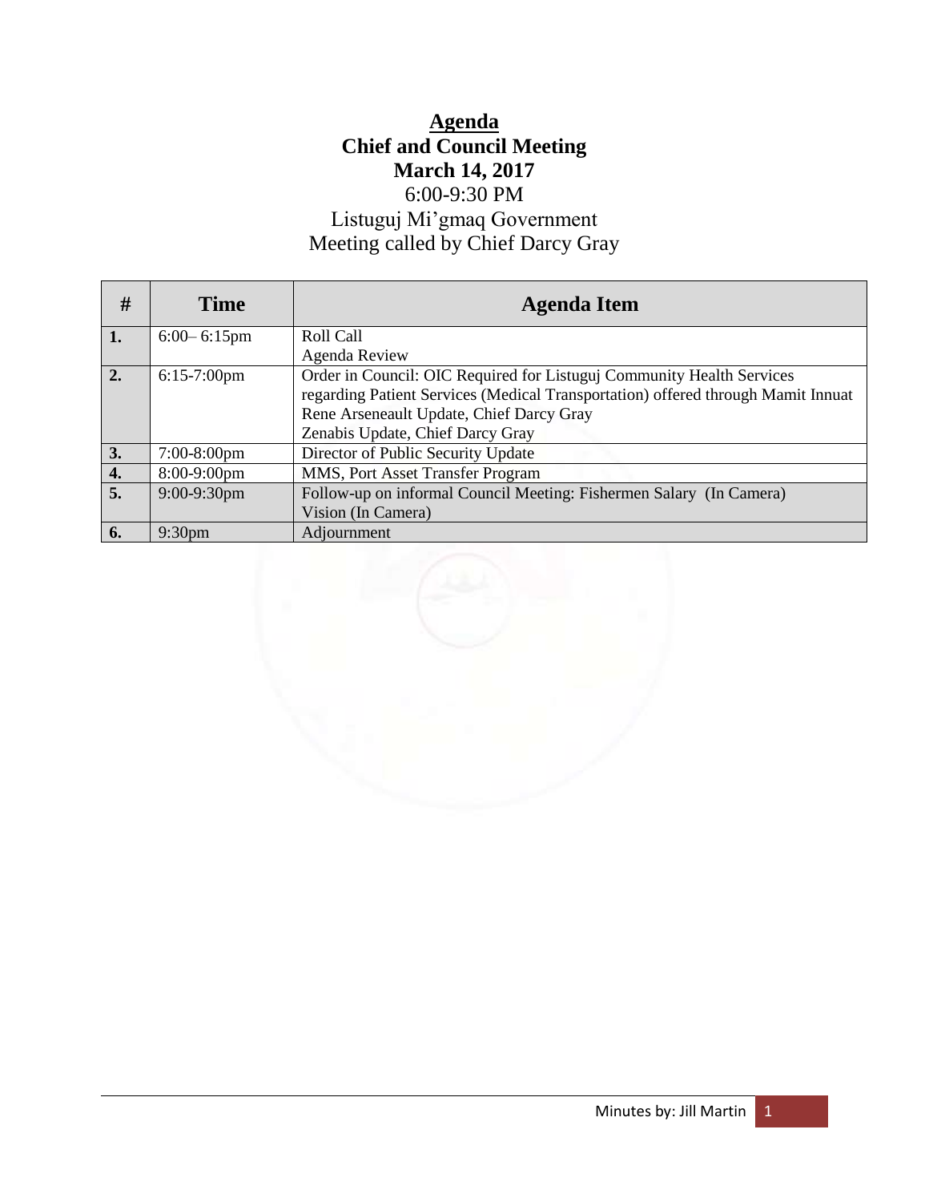# Agenda

## Chief and Council Meeting

## March 14, 2017

6:00-9:30 PM

Listuguj Mi'gmaq Government

Meeting called by Chief Darcy Gray

| # | Time | Agenda Item |
|---|---|---|
| 1. | 6:00– 6:15pm | Roll Call<br>Agenda Review |
| 2. | 6:15-7:00pm | Order in Council: OIC Required for Listuguj Community Health Services regarding Patient Services (Medical Transportation) offered through Mamit Innuat<br>Rene Arseneault Update, Chief Darcy Gray<br>Zenabis Update, Chief Darcy Gray |
| 3. | 7:00-8:00pm | Director of Public Security Update |
| 4. | 8:00-9:00pm | MMS, Port Asset Transfer Program |
| 5. | 9:00-9:30pm | Follow-up on informal Council Meeting: Fishermen Salary (In Camera)<br>Vision (In Camera) |
| 6. | 9:30pm | Adjournment |

Minutes by: Jill Martin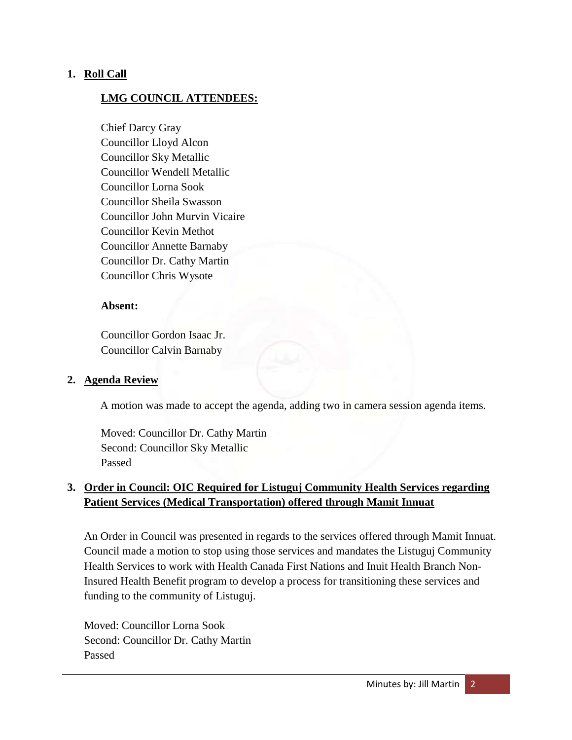## 1. Roll Call

**LMG COUNCIL ATTENDEES:**

Chief Darcy Gray
Councillor Lloyd Alcon
Councillor Sky Metallic
Councillor Wendell Metallic
Councillor Lorna Sook
Councillor Sheila Swasson
Councillor John Murvin Vicaire
Councillor Kevin Methot
Councillor Annette Barnaby
Councillor Dr. Cathy Martin
Councillor Chris Wysote

**Absent:**

Councillor Gordon Isaac Jr.
Councillor Calvin Barnaby

## 2. Agenda Review

A motion was made to accept the agenda, adding two in camera session agenda items.

Moved: Councillor Dr. Cathy Martin
Second: Councillor Sky Metallic
Passed

## 3. Order in Council: OIC Required for Listuguj Community Health Services regarding Patient Services (Medical Transportation) offered through Mamit Innuat

An Order in Council was presented in regards to the services offered through Mamit Innuat. Council made a motion to stop using those services and mandates the Listuguj Community Health Services to work with Health Canada First Nations and Inuit Health Branch Non-Insured Health Benefit program to develop a process for transitioning these services and funding to the community of Listuguj.

Moved: Councillor Lorna Sook
Second: Councillor Dr. Cathy Martin
Passed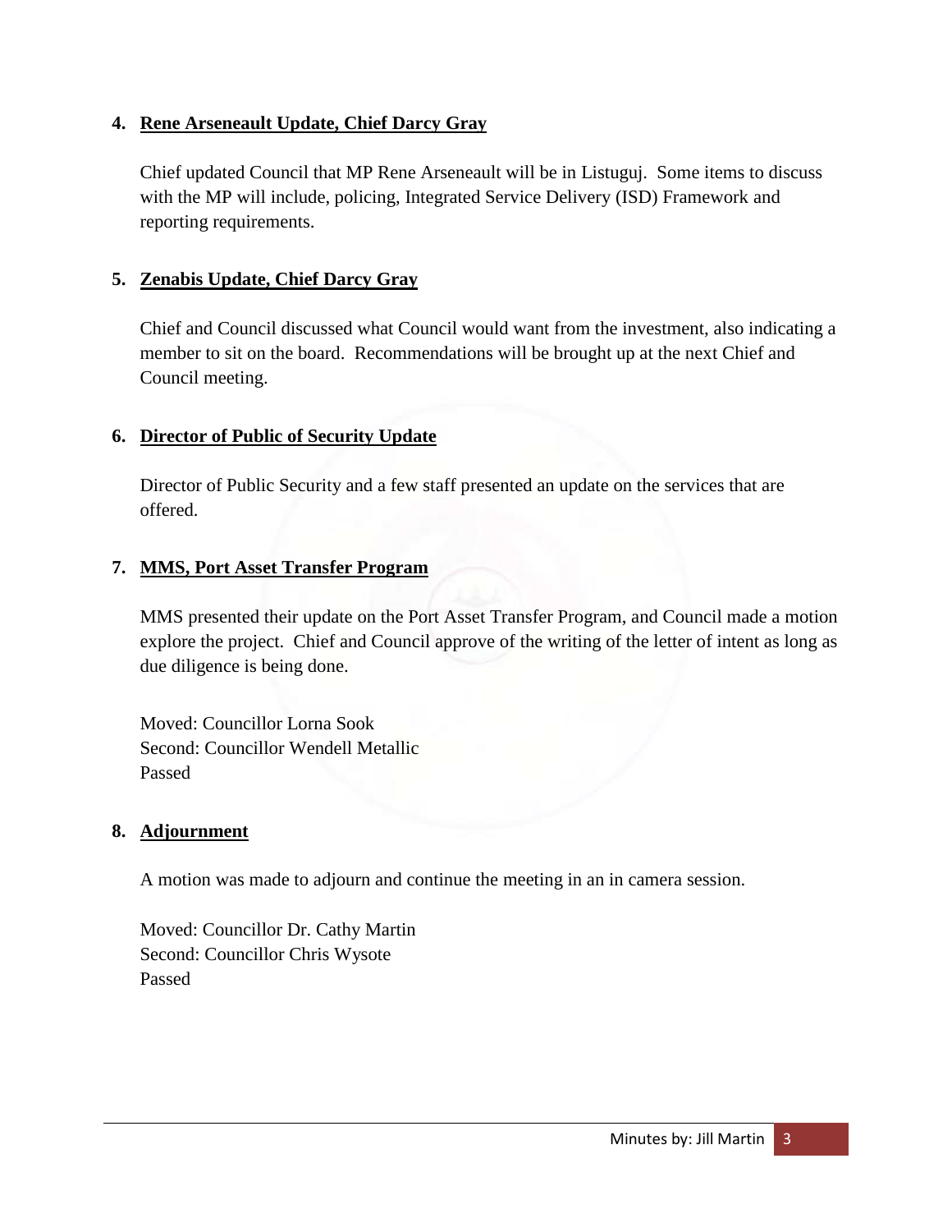4. **Rene Arseneault Update, Chief Darcy Gray**

   Chief updated Council that MP Rene Arseneault will be in Listuguj. Some items to discuss with the MP will include, policing, Integrated Service Delivery (ISD) Framework and reporting requirements.

5. **Zenabis Update, Chief Darcy Gray**

   Chief and Council discussed what Council would want from the investment, also indicating a member to sit on the board. Recommendations will be brought up at the next Chief and Council meeting.

6. **Director of Public of Security Update**

   Director of Public Security and a few staff presented an update on the services that are offered.

7. **MMS, Port Asset Transfer Program**

   MMS presented their update on the Port Asset Transfer Program, and Council made a motion explore the project. Chief and Council approve of the writing of the letter of intent as long as due diligence is being done.

   Moved: Councillor Lorna Sook
   Second: Councillor Wendell Metallic
   Passed

8. **Adjournment**

   A motion was made to adjourn and continue the meeting in an in camera session.

   Moved: Councillor Dr. Cathy Martin
   Second: Councillor Chris Wysote
   Passed

Minutes by: Jill Martin